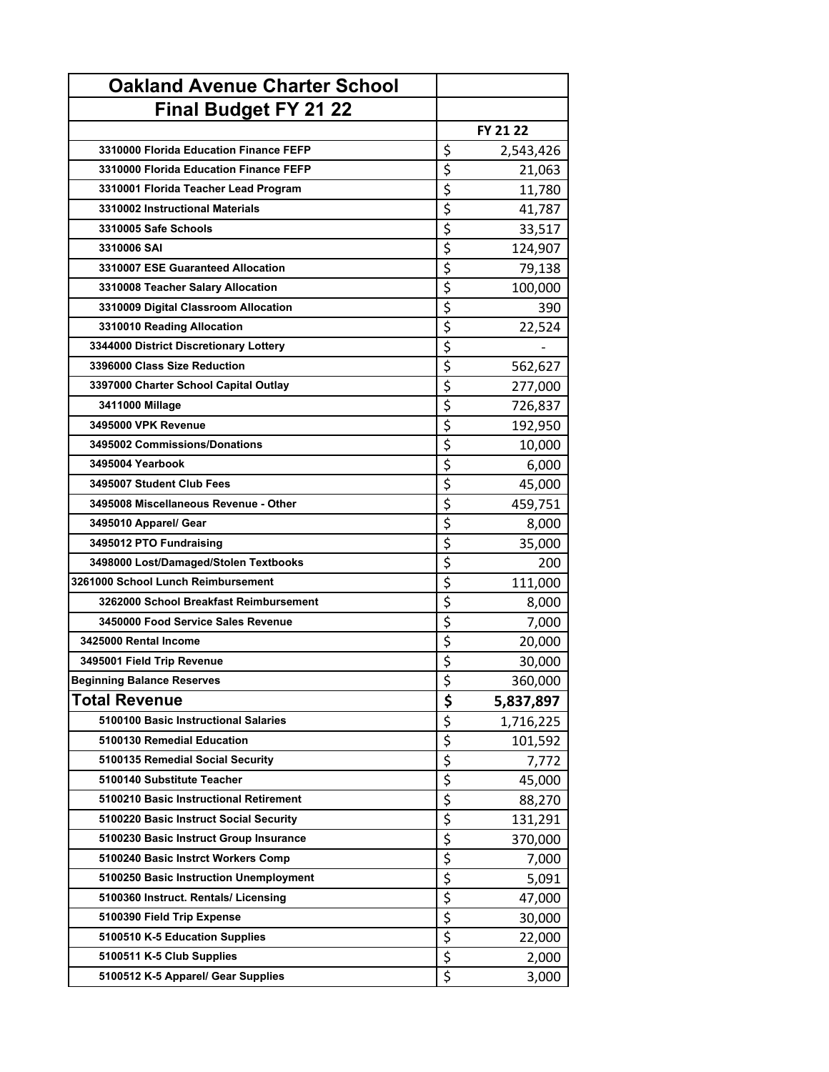| Oakland Avenue Charter School | |
|---|---|
| **Final Budget FY 21 22** | |
| | **FY 21 22** |
| 3310000 Florida Education Finance FEFP | $ 2,543,426 |
| 3310000 Florida Education Finance FEFP | $ 21,063 |
| 3310001 Florida Teacher Lead Program | $ 11,780 |
| 3310002 Instructional Materials | $ 41,787 |
| 3310005 Safe Schools | $ 33,517 |
| 3310006 SAI | $ 124,907 |
| 3310007 ESE Guaranteed Allocation | $ 79,138 |
| 3310008 Teacher Salary Allocation | $ 100,000 |
| 3310009 Digital Classroom Allocation | $ 390 |
| 3310010 Reading Allocation | $ 22,524 |
| 3344000 District Discretionary Lottery | $ - |
| 3396000 Class Size Reduction | $ 562,627 |
| 3397000 Charter School Capital Outlay | $ 277,000 |
| 3411000 Millage | $ 726,837 |
| 3495000 VPK Revenue | $ 192,950 |
| 3495002 Commissions/Donations | $ 10,000 |
| 3495004 Yearbook | $ 6,000 |
| 3495007 Student Club Fees | $ 45,000 |
| 3495008 Miscellaneous Revenue - Other | $ 459,751 |
| 3495010 Apparel/ Gear | $ 8,000 |
| 3495012 PTO Fundraising | $ 35,000 |
| 3498000 Lost/Damaged/Stolen Textbooks | $ 200 |
| 3261000 School Lunch Reimbursement | $ 111,000 |
| 3262000 School Breakfast Reimbursement | $ 8,000 |
| 3450000 Food Service Sales Revenue | $ 7,000 |
| 3425000 Rental Income | $ 20,000 |
| 3495001 Field Trip Revenue | $ 30,000 |
| Beginning Balance Reserves | $ 360,000 |
| **Total Revenue** | **$ 5,837,897** |
| 5100100 Basic Instructional Salaries | $ 1,716,225 |
| 5100130 Remedial Education | $ 101,592 |
| 5100135 Remedial Social Security | $ 7,772 |
| 5100140 Substitute Teacher | $ 45,000 |
| 5100210 Basic Instructional Retirement | $ 88,270 |
| 5100220 Basic Instruct Social Security | $ 131,291 |
| 5100230 Basic Instruct Group Insurance | $ 370,000 |
| 5100240 Basic Instrct Workers Comp | $ 7,000 |
| 5100250 Basic Instruction Unemployment | $ 5,091 |
| 5100360 Instruct. Rentals/ Licensing | $ 47,000 |
| 5100390 Field Trip Expense | $ 30,000 |
| 5100510 K-5 Education Supplies | $ 22,000 |
| 5100511 K-5 Club Supplies | $ 2,000 |
| 5100512 K-5 Apparel/ Gear Supplies | $ 3,000 |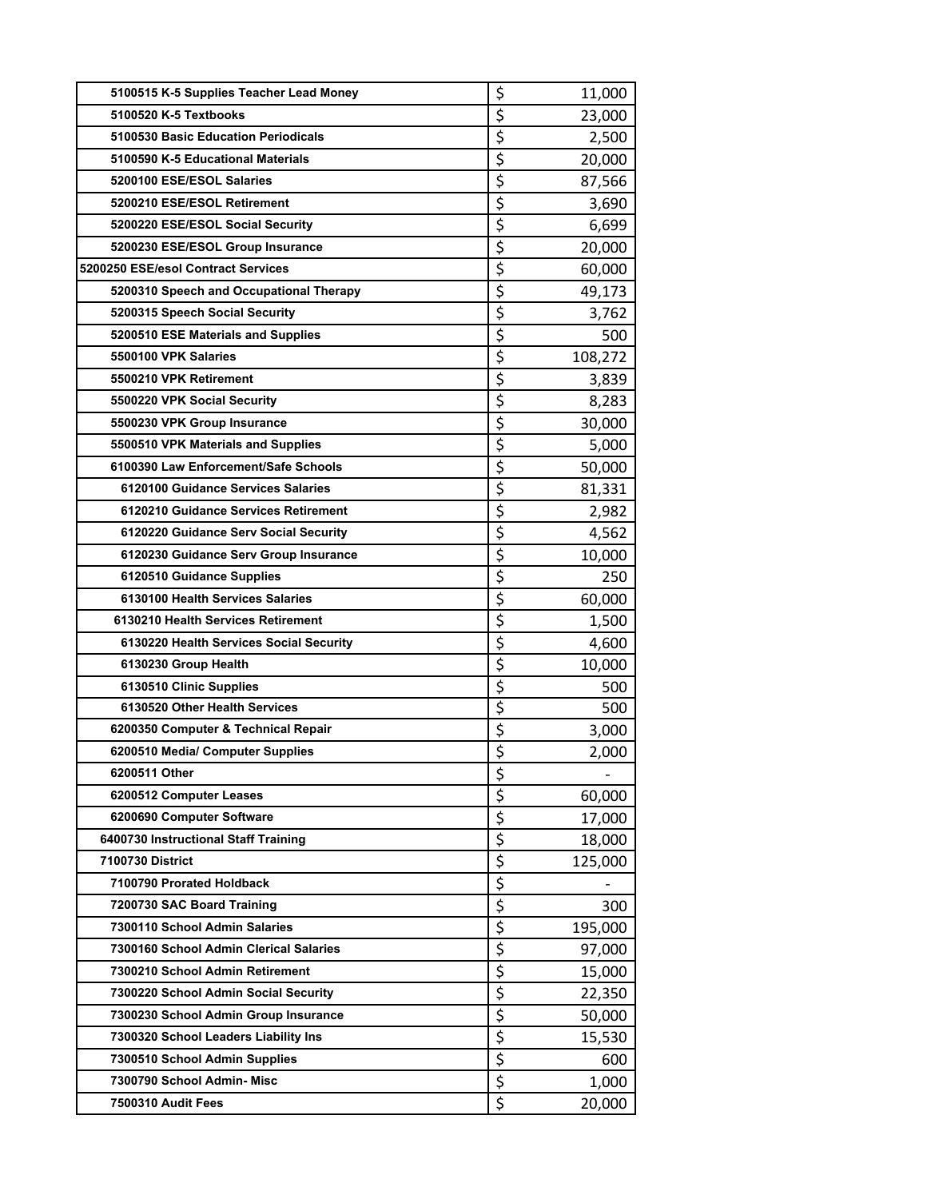| | | |
|---|---|---|
| 5100515 K-5 Supplies Teacher Lead Money | $ | 11,000 |
| 5100520 K-5 Textbooks | $ | 23,000 |
| 5100530 Basic Education Periodicals | $ | 2,500 |
| 5100590 K-5 Educational Materials | $ | 20,000 |
| 5200100 ESE/ESOL Salaries | $ | 87,566 |
| 5200210 ESE/ESOL Retirement | $ | 3,690 |
| 5200220 ESE/ESOL Social Security | $ | 6,699 |
| 5200230 ESE/ESOL Group Insurance | $ | 20,000 |
| 5200250 ESE/esol Contract Services | $ | 60,000 |
| 5200310 Speech and Occupational Therapy | $ | 49,173 |
| 5200315 Speech Social Security | $ | 3,762 |
| 5200510 ESE Materials and Supplies | $ | 500 |
| 5500100 VPK Salaries | $ | 108,272 |
| 5500210 VPK Retirement | $ | 3,839 |
| 5500220 VPK Social Security | $ | 8,283 |
| 5500230 VPK Group Insurance | $ | 30,000 |
| 5500510 VPK Materials and Supplies | $ | 5,000 |
| 6100390 Law Enforcement/Safe Schools | $ | 50,000 |
| 6120100 Guidance Services Salaries | $ | 81,331 |
| 6120210 Guidance Services Retirement | $ | 2,982 |
| 6120220 Guidance Serv Social Security | $ | 4,562 |
| 6120230 Guidance Serv Group Insurance | $ | 10,000 |
| 6120510 Guidance Supplies | $ | 250 |
| 6130100 Health Services Salaries | $ | 60,000 |
| 6130210 Health Services Retirement | $ | 1,500 |
| 6130220 Health Services Social Security | $ | 4,600 |
| 6130230 Group Health | $ | 10,000 |
| 6130510 Clinic Supplies | $ | 500 |
| 6130520 Other Health Services | $ | 500 |
| 6200350 Computer & Technical Repair | $ | 3,000 |
| 6200510 Media/ Computer Supplies | $ | 2,000 |
| 6200511 Other | $ | - |
| 6200512 Computer Leases | $ | 60,000 |
| 6200690 Computer Software | $ | 17,000 |
| 6400730 Instructional Staff Training | $ | 18,000 |
| 7100730 District | $ | 125,000 |
| 7100790 Prorated Holdback | $ | - |
| 7200730 SAC Board Training | $ | 300 |
| 7300110 School Admin Salaries | $ | 195,000 |
| 7300160 School Admin Clerical Salaries | $ | 97,000 |
| 7300210 School Admin Retirement | $ | 15,000 |
| 7300220 School Admin Social Security | $ | 22,350 |
| 7300230 School Admin Group Insurance | $ | 50,000 |
| 7300320 School Leaders Liability Ins | $ | 15,530 |
| 7300510 School Admin Supplies | $ | 600 |
| 7300790 School Admin- Misc | $ | 1,000 |
| 7500310 Audit Fees | $ | 20,000 |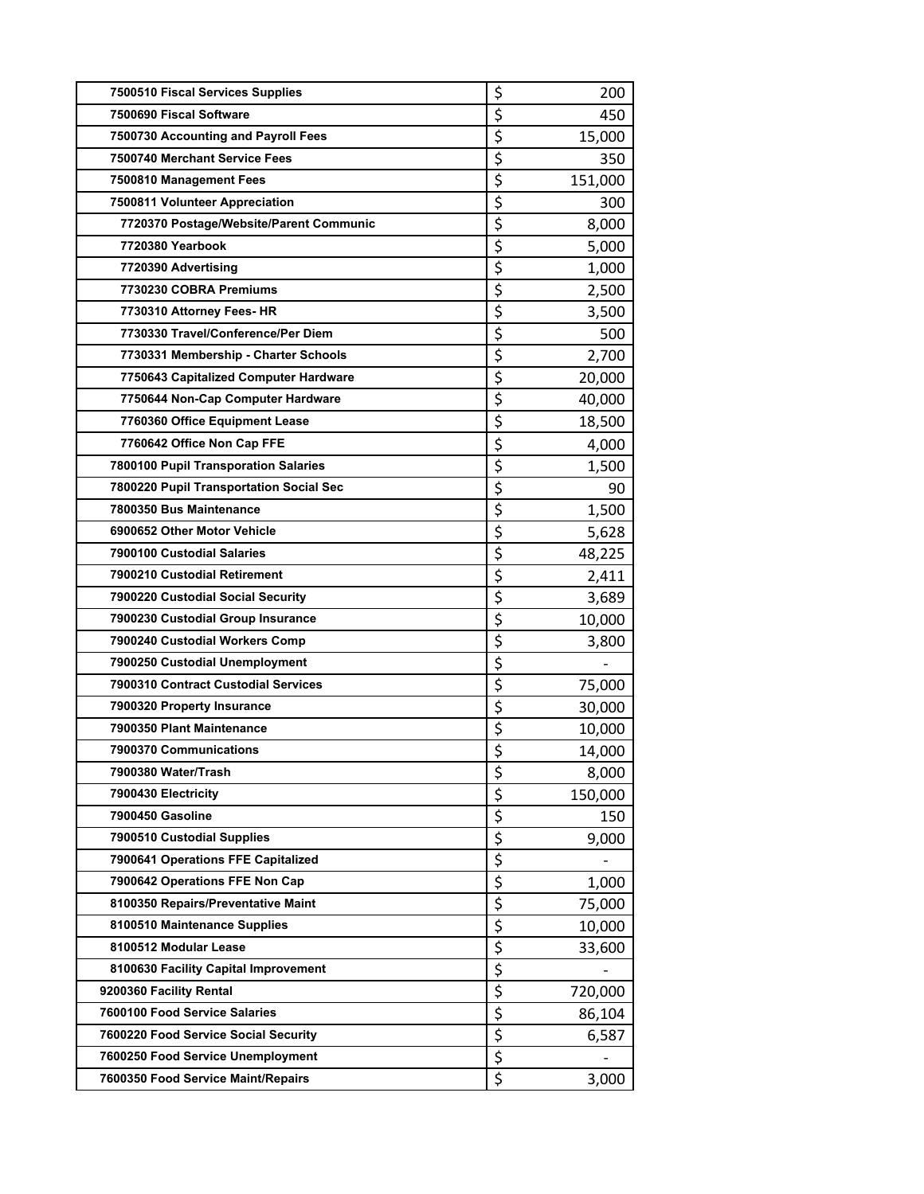| | |
|---|---|
| 7500510 Fiscal Services Supplies | $ 200 |
| 7500690 Fiscal Software | $ 450 |
| 7500730 Accounting and Payroll Fees | $ 15,000 |
| 7500740 Merchant Service Fees | $ 350 |
| 7500810 Management Fees | $ 151,000 |
| 7500811 Volunteer Appreciation | $ 300 |
| 7720370 Postage/Website/Parent Communic | $ 8,000 |
| 7720380 Yearbook | $ 5,000 |
| 7720390 Advertising | $ 1,000 |
| 7730230 COBRA Premiums | $ 2,500 |
| 7730310 Attorney Fees- HR | $ 3,500 |
| 7730330 Travel/Conference/Per Diem | $ 500 |
| 7730331 Membership - Charter Schools | $ 2,700 |
| 7750643 Capitalized Computer Hardware | $ 20,000 |
| 7750644 Non-Cap Computer Hardware | $ 40,000 |
| 7760360 Office Equipment Lease | $ 18,500 |
| 7760642 Office Non Cap FFE | $ 4,000 |
| 7800100 Pupil Transporation Salaries | $ 1,500 |
| 7800220 Pupil Transportation Social Sec | $ 90 |
| 7800350 Bus Maintenance | $ 1,500 |
| 6900652 Other Motor Vehicle | $ 5,628 |
| 7900100 Custodial Salaries | $ 48,225 |
| 7900210 Custodial Retirement | $ 2,411 |
| 7900220 Custodial Social Security | $ 3,689 |
| 7900230 Custodial Group Insurance | $ 10,000 |
| 7900240 Custodial Workers Comp | $ 3,800 |
| 7900250 Custodial Unemployment | $ - |
| 7900310 Contract Custodial Services | $ 75,000 |
| 7900320 Property Insurance | $ 30,000 |
| 7900350 Plant Maintenance | $ 10,000 |
| 7900370 Communications | $ 14,000 |
| 7900380 Water/Trash | $ 8,000 |
| 7900430 Electricity | $ 150,000 |
| 7900450 Gasoline | $ 150 |
| 7900510 Custodial Supplies | $ 9,000 |
| 7900641 Operations FFE Capitalized | $ - |
| 7900642 Operations FFE Non Cap | $ 1,000 |
| 8100350 Repairs/Preventative Maint | $ 75,000 |
| 8100510 Maintenance Supplies | $ 10,000 |
| 8100512 Modular Lease | $ 33,600 |
| 8100630 Facility Capital Improvement | $ - |
| 9200360 Facility Rental | $ 720,000 |
| 7600100 Food Service Salaries | $ 86,104 |
| 7600220 Food Service Social Security | $ 6,587 |
| 7600250 Food Service Unemployment | $ - |
| 7600350 Food Service Maint/Repairs | $ 3,000 |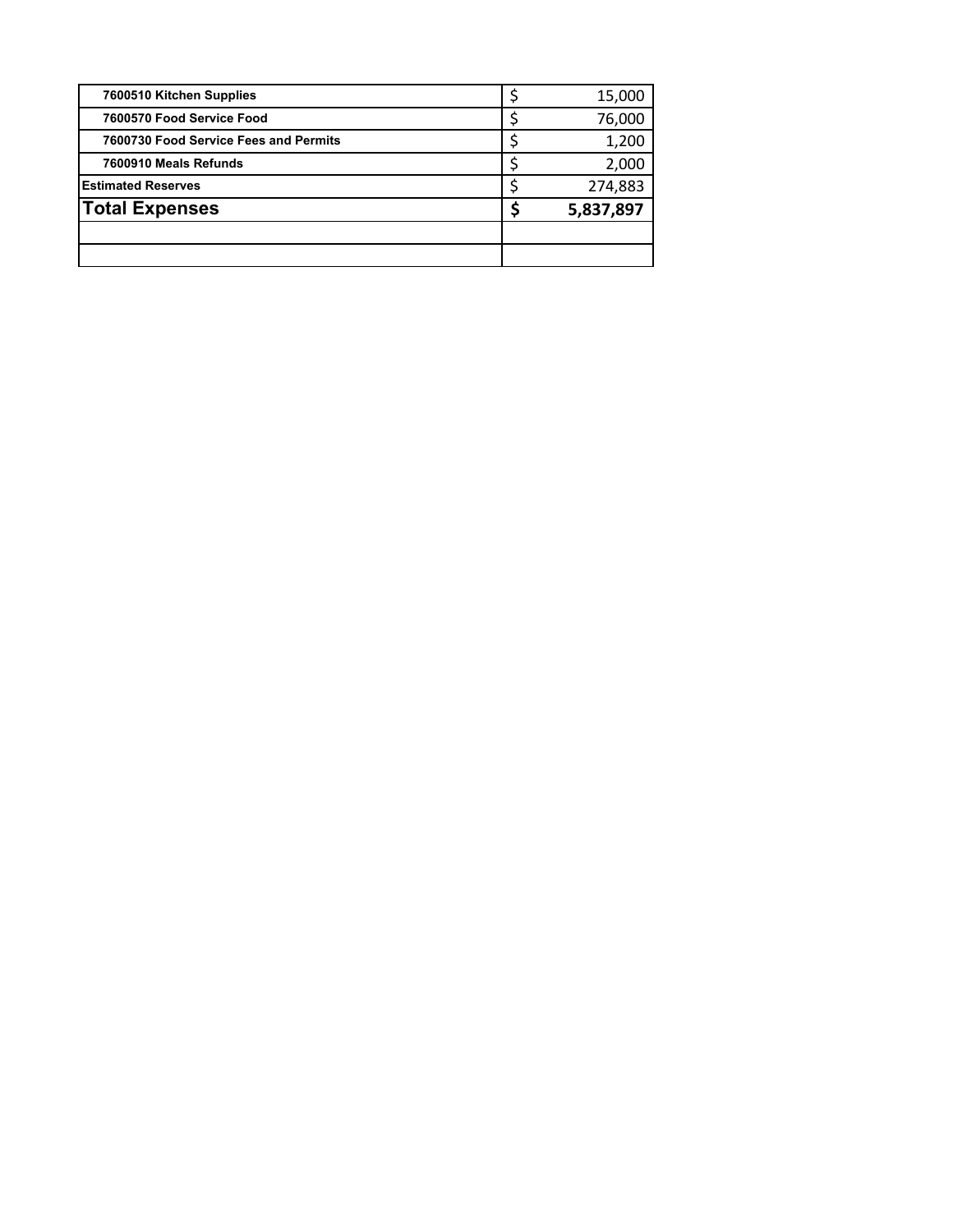| | |
|---|---|
| **7600510 Kitchen Supplies** | $ 15,000 |
| **7600570 Food Service Food** | $ 76,000 |
| **7600730 Food Service Fees and Permits** | $ 1,200 |
| **7600910 Meals Refunds** | $ 2,000 |
| **Estimated Reserves** | $ 274,883 |
| **Total Expenses** | **$ 5,837,897** |
| | |
| | |